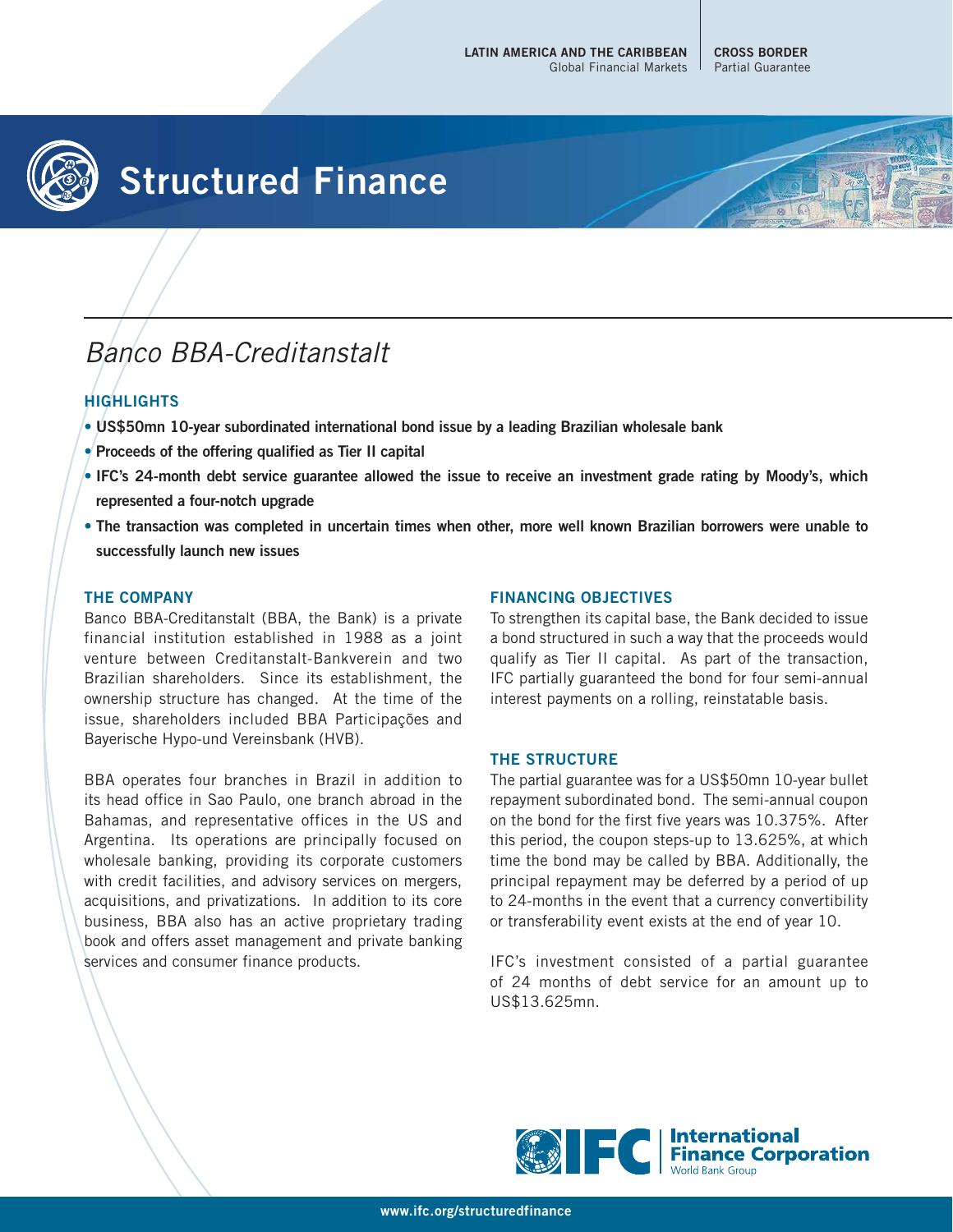LATIN AMERICA AND THE CARIBBEAN
Global Financial Markets

CROSS BORDER
Partial Guarantee

# Structured Finance

## *Banco BBA-Creditanstalt*

### HIGHLIGHTS

- **US$50mn 10-year subordinated international bond issue by a leading Brazilian wholesale bank**
- **Proceeds of the offering qualified as Tier II capital**
- **IFC's 24-month debt service guarantee allowed the issue to receive an investment grade rating by Moody's, which represented a four-notch upgrade**
- **The transaction was completed in uncertain times when other, more well known Brazilian borrowers were unable to successfully launch new issues**

### THE COMPANY

Banco BBA-Creditanstalt (BBA, the Bank) is a private financial institution established in 1988 as a joint venture between Creditanstalt-Bankverein and two Brazilian shareholders. Since its establishment, the ownership structure has changed. At the time of the issue, shareholders included BBA Participações and Bayerische Hypo-und Vereinsbank (HVB).

BBA operates four branches in Brazil in addition to its head office in Sao Paulo, one branch abroad in the Bahamas, and representative offices in the US and Argentina. Its operations are principally focused on wholesale banking, providing its corporate customers with credit facilities, and advisory services on mergers, acquisitions, and privatizations. In addition to its core business, BBA also has an active proprietary trading book and offers asset management and private banking services and consumer finance products.

### FINANCING OBJECTIVES

To strengthen its capital base, the Bank decided to issue a bond structured in such a way that the proceeds would qualify as Tier II capital. As part of the transaction, IFC partially guaranteed the bond for four semi-annual interest payments on a rolling, reinstatable basis.

### THE STRUCTURE

The partial guarantee was for a US$50mn 10-year bullet repayment subordinated bond. The semi-annual coupon on the bond for the first five years was 10.375%. After this period, the coupon steps-up to 13.625%, at which time the bond may be called by BBA. Additionally, the principal repayment may be deferred by a period of up to 24-months in the event that a currency convertibility or transferability event exists at the end of year 10.

IFC's investment consisted of a partial guarantee of 24 months of debt service for an amount up to US$13.625mn.

IFC | International Finance Corporation
World Bank Group

www.ifc.org/structuredfinance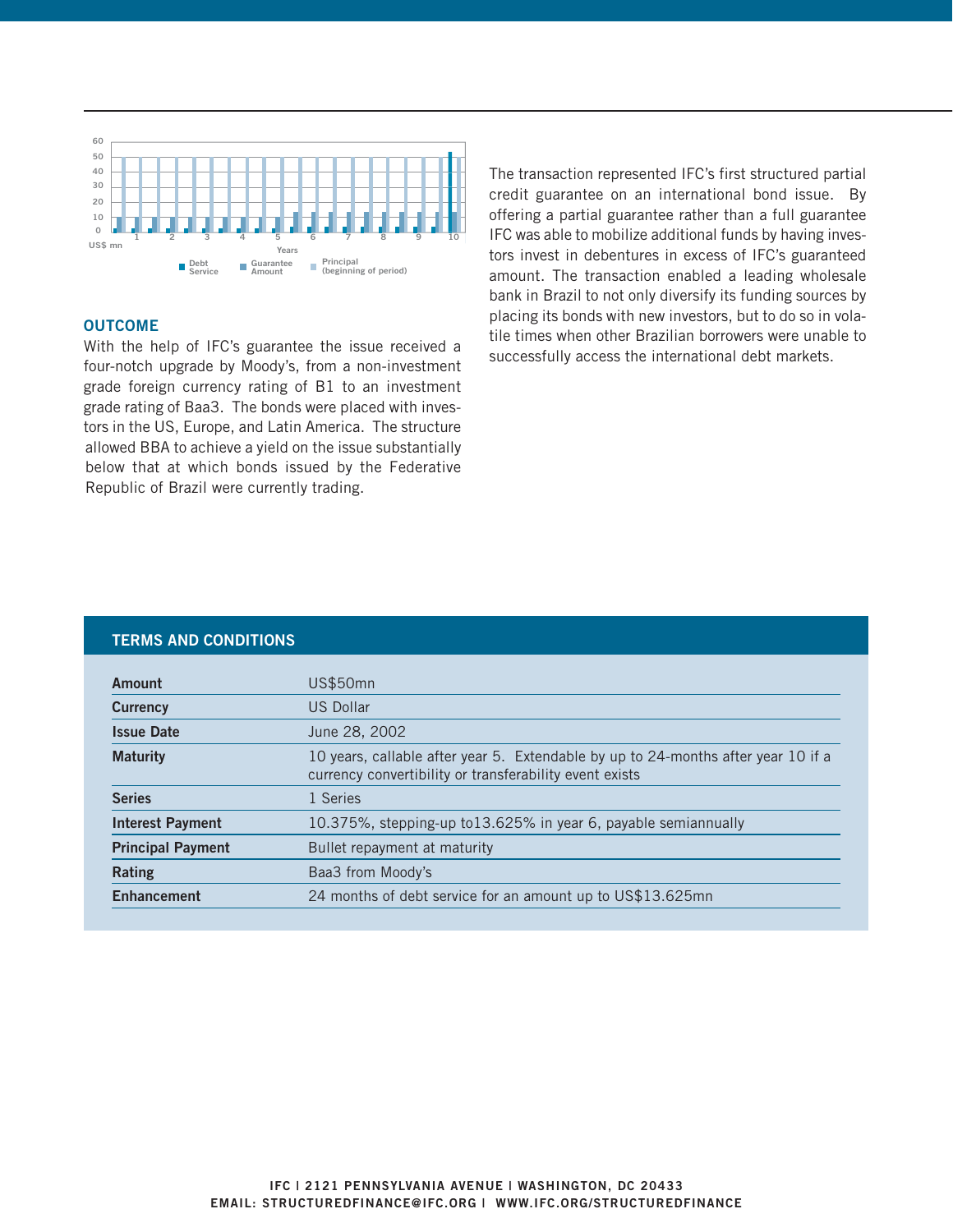60
50
40
30
20
10
0
US$ mn
1 2 3 4 5 6 7 8 9 10
Years
Debt Service
Guarantee Amount
Principal (beginning of period)

## OUTCOME

With the help of IFC's guarantee the issue received a four-notch upgrade by Moody's, from a non-investment grade foreign currency rating of B1 to an investment grade rating of Baa3. The bonds were placed with investors in the US, Europe, and Latin America. The structure allowed BBA to achieve a yield on the issue substantially below that at which bonds issued by the Federative Republic of Brazil were currently trading.

The transaction represented IFC's first structured partial credit guarantee on an international bond issue. By offering a partial guarantee rather than a full guarantee IFC was able to mobilize additional funds by having investors invest in debentures in excess of IFC's guaranteed amount. The transaction enabled a leading wholesale bank in Brazil to not only diversify its funding sources by placing its bonds with new investors, but to do so in volatile times when other Brazilian borrowers were unable to successfully access the international debt markets.

## TERMS AND CONDITIONS

| | |
|---|---|
| **Amount** | US$50mn |
| **Currency** | US Dollar |
| **Issue Date** | June 28, 2002 |
| **Maturity** | 10 years, callable after year 5. Extendable by up to 24-months after year 10 if a currency convertibility or transferability event exists |
| **Series** | 1 Series |
| **Interest Payment** | 10.375%, stepping-up to13.625% in year 6, payable semiannually |
| **Principal Payment** | Bullet repayment at maturity |
| **Rating** | Baa3 from Moody's |
| **Enhancement** | 24 months of debt service for an amount up to US$13.625mn |

IFC | 2121 PENNSYLVANIA AVENUE | WASHINGTON, DC 20433
EMAIL: STRUCTUREDFINANCE@IFC.ORG | WWW.IFC.ORG/STRUCTUREDFINANCE